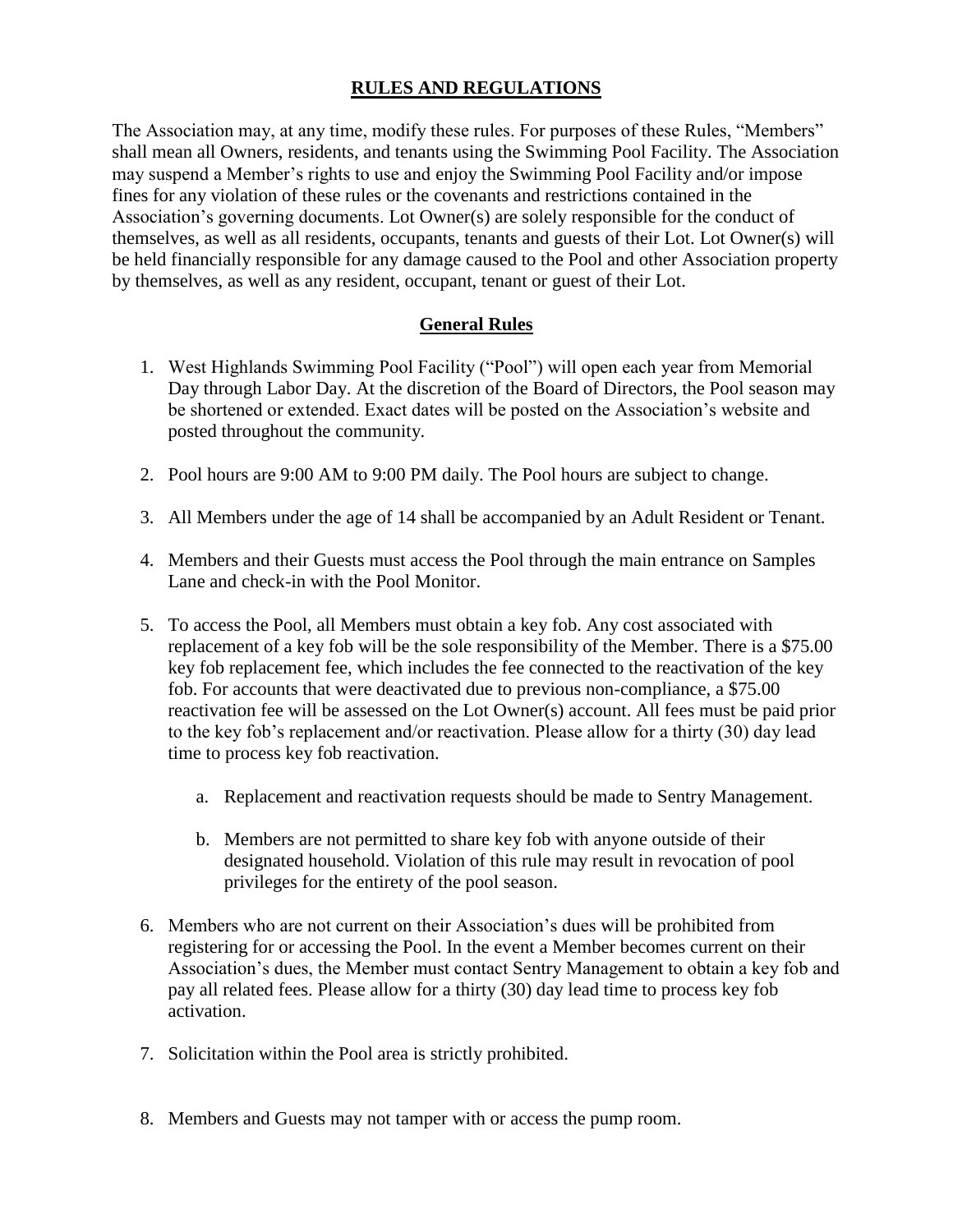# RULES AND REGULATIONS

The Association may, at any time, modify these rules. For purposes of these Rules, "Members" shall mean all Owners, residents, and tenants using the Swimming Pool Facility. The Association may suspend a Member's rights to use and enjoy the Swimming Pool Facility and/or impose fines for any violation of these rules or the covenants and restrictions contained in the Association's governing documents. Lot Owner(s) are solely responsible for the conduct of themselves, as well as all residents, occupants, tenants and guests of their Lot. Lot Owner(s) will be held financially responsible for any damage caused to the Pool and other Association property by themselves, as well as any resident, occupant, tenant or guest of their Lot.

## General Rules

1. West Highlands Swimming Pool Facility ("Pool") will open each year from Memorial Day through Labor Day. At the discretion of the Board of Directors, the Pool season may be shortened or extended. Exact dates will be posted on the Association's website and posted throughout the community.

2. Pool hours are 9:00 AM to 9:00 PM daily. The Pool hours are subject to change.

3. All Members under the age of 14 shall be accompanied by an Adult Resident or Tenant.

4. Members and their Guests must access the Pool through the main entrance on Samples Lane and check-in with the Pool Monitor.

5. To access the Pool, all Members must obtain a key fob. Any cost associated with replacement of a key fob will be the sole responsibility of the Member. There is a $75.00 key fob replacement fee, which includes the fee connected to the reactivation of the key fob. For accounts that were deactivated due to previous non-compliance, a $75.00 reactivation fee will be assessed on the Lot Owner(s) account. All fees must be paid prior to the key fob's replacement and/or reactivation. Please allow for a thirty (30) day lead time to process key fob reactivation.

    a. Replacement and reactivation requests should be made to Sentry Management.

    b. Members are not permitted to share key fob with anyone outside of their designated household. Violation of this rule may result in revocation of pool privileges for the entirety of the pool season.

6. Members who are not current on their Association's dues will be prohibited from registering for or accessing the Pool. In the event a Member becomes current on their Association's dues, the Member must contact Sentry Management to obtain a key fob and pay all related fees. Please allow for a thirty (30) day lead time to process key fob activation.

7. Solicitation within the Pool area is strictly prohibited.

8. Members and Guests may not tamper with or access the pump room.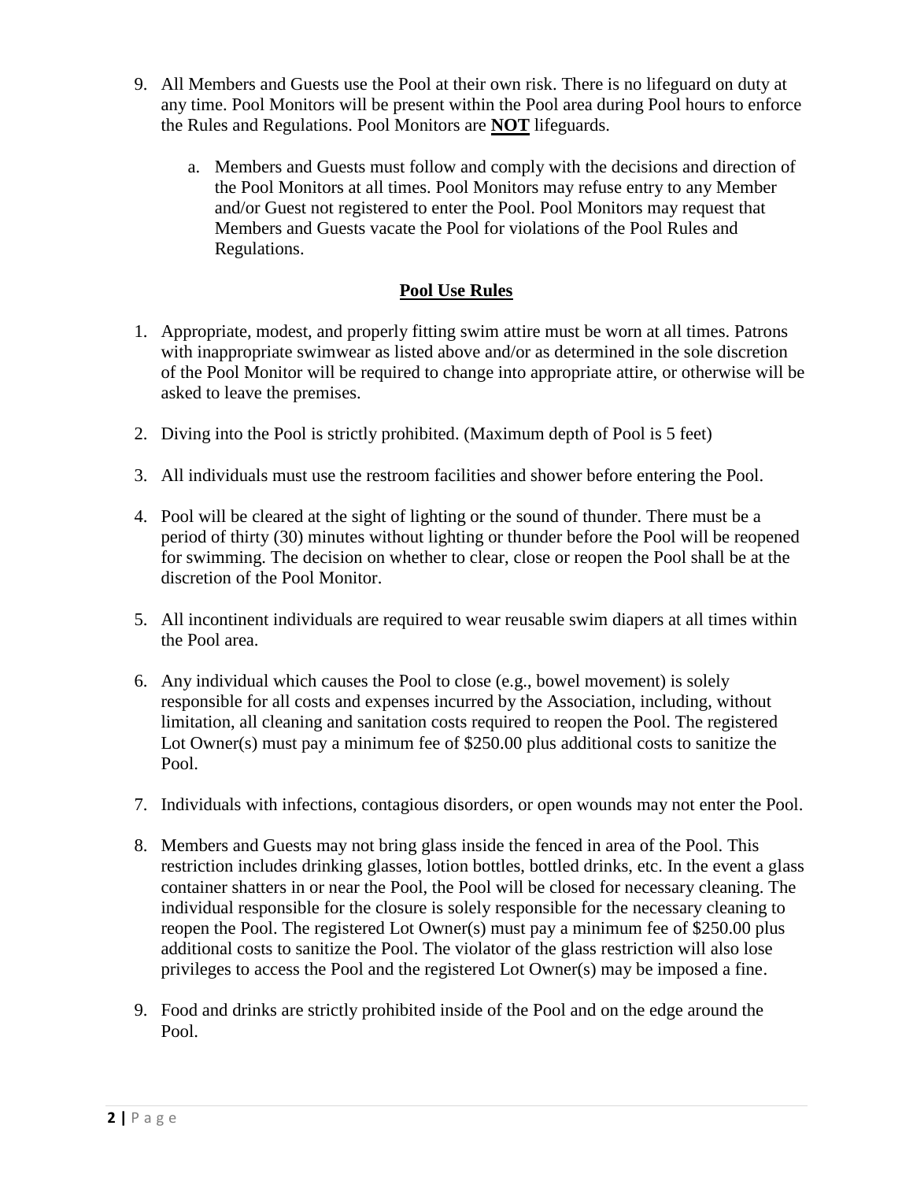9. All Members and Guests use the Pool at their own risk. There is no lifeguard on duty at any time. Pool Monitors will be present within the Pool area during Pool hours to enforce the Rules and Regulations. Pool Monitors are **NOT** lifeguards.

    a. Members and Guests must follow and comply with the decisions and direction of the Pool Monitors at all times. Pool Monitors may refuse entry to any Member and/or Guest not registered to enter the Pool. Pool Monitors may request that Members and Guests vacate the Pool for violations of the Pool Rules and Regulations.

## Pool Use Rules

1. Appropriate, modest, and properly fitting swim attire must be worn at all times. Patrons with inappropriate swimwear as listed above and/or as determined in the sole discretion of the Pool Monitor will be required to change into appropriate attire, or otherwise will be asked to leave the premises.

2. Diving into the Pool is strictly prohibited. (Maximum depth of Pool is 5 feet)

3. All individuals must use the restroom facilities and shower before entering the Pool.

4. Pool will be cleared at the sight of lighting or the sound of thunder. There must be a period of thirty (30) minutes without lighting or thunder before the Pool will be reopened for swimming. The decision on whether to clear, close or reopen the Pool shall be at the discretion of the Pool Monitor.

5. All incontinent individuals are required to wear reusable swim diapers at all times within the Pool area.

6. Any individual which causes the Pool to close (e.g., bowel movement) is solely responsible for all costs and expenses incurred by the Association, including, without limitation, all cleaning and sanitation costs required to reopen the Pool. The registered Lot Owner(s) must pay a minimum fee of $250.00 plus additional costs to sanitize the Pool.

7. Individuals with infections, contagious disorders, or open wounds may not enter the Pool.

8. Members and Guests may not bring glass inside the fenced in area of the Pool. This restriction includes drinking glasses, lotion bottles, bottled drinks, etc. In the event a glass container shatters in or near the Pool, the Pool will be closed for necessary cleaning. The individual responsible for the closure is solely responsible for the necessary cleaning to reopen the Pool. The registered Lot Owner(s) must pay a minimum fee of $250.00 plus additional costs to sanitize the Pool. The violator of the glass restriction will also lose privileges to access the Pool and the registered Lot Owner(s) may be imposed a fine.

9. Food and drinks are strictly prohibited inside of the Pool and on the edge around the Pool.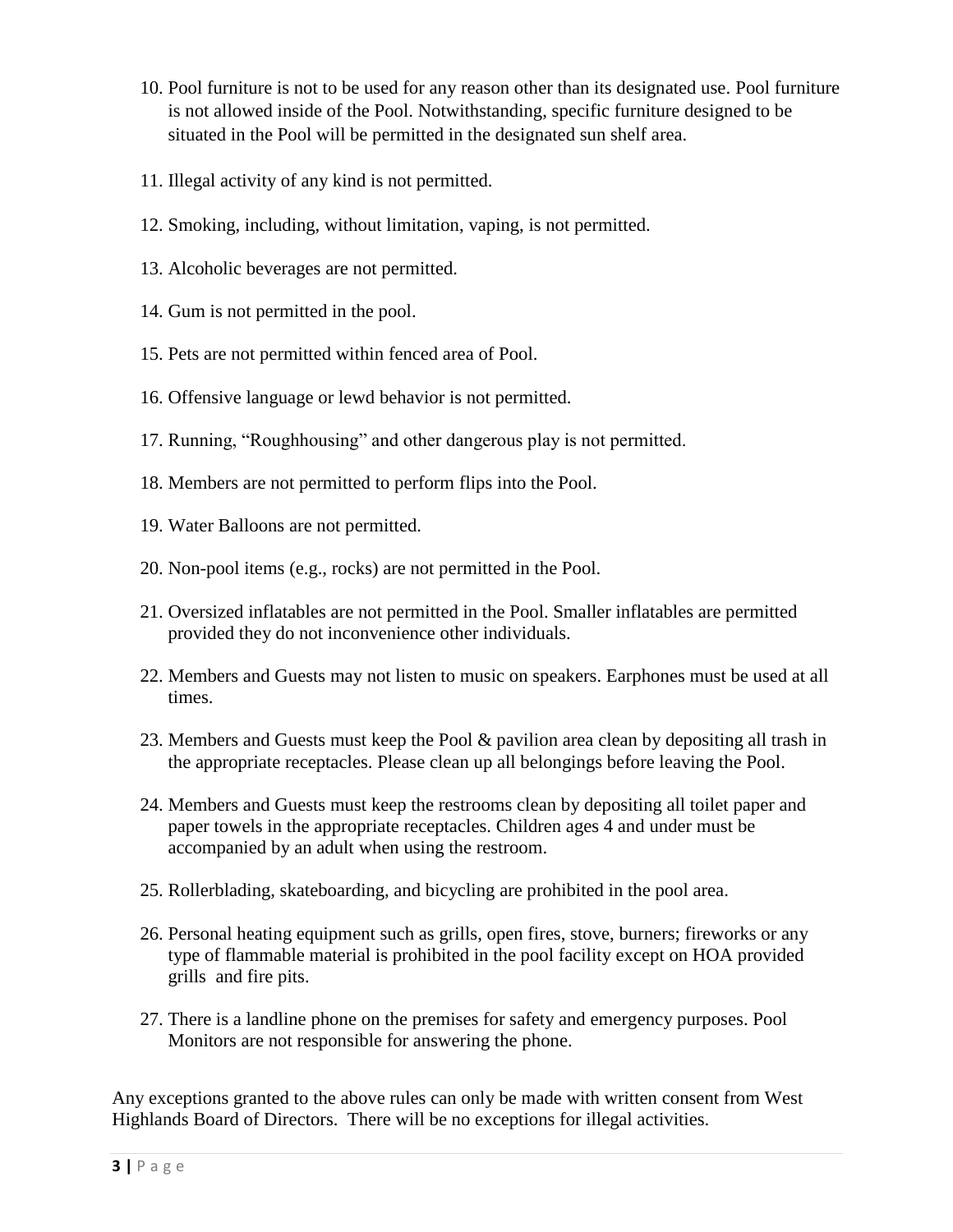10. Pool furniture is not to be used for any reason other than its designated use. Pool furniture is not allowed inside of the Pool. Notwithstanding, specific furniture designed to be situated in the Pool will be permitted in the designated sun shelf area.

11. Illegal activity of any kind is not permitted.

12. Smoking, including, without limitation, vaping, is not permitted.

13. Alcoholic beverages are not permitted.

14. Gum is not permitted in the pool.

15. Pets are not permitted within fenced area of Pool.

16. Offensive language or lewd behavior is not permitted.

17. Running, "Roughhousing" and other dangerous play is not permitted.

18. Members are not permitted to perform flips into the Pool.

19. Water Balloons are not permitted.

20. Non-pool items (e.g., rocks) are not permitted in the Pool.

21. Oversized inflatables are not permitted in the Pool. Smaller inflatables are permitted provided they do not inconvenience other individuals.

22. Members and Guests may not listen to music on speakers. Earphones must be used at all times.

23. Members and Guests must keep the Pool & pavilion area clean by depositing all trash in the appropriate receptacles. Please clean up all belongings before leaving the Pool.

24. Members and Guests must keep the restrooms clean by depositing all toilet paper and paper towels in the appropriate receptacles. Children ages 4 and under must be accompanied by an adult when using the restroom.

25. Rollerblading, skateboarding, and bicycling are prohibited in the pool area.

26. Personal heating equipment such as grills, open fires, stove, burners; fireworks or any type of flammable material is prohibited in the pool facility except on HOA provided grills and fire pits.

27. There is a landline phone on the premises for safety and emergency purposes. Pool Monitors are not responsible for answering the phone.

Any exceptions granted to the above rules can only be made with written consent from West Highlands Board of Directors. There will be no exceptions for illegal activities.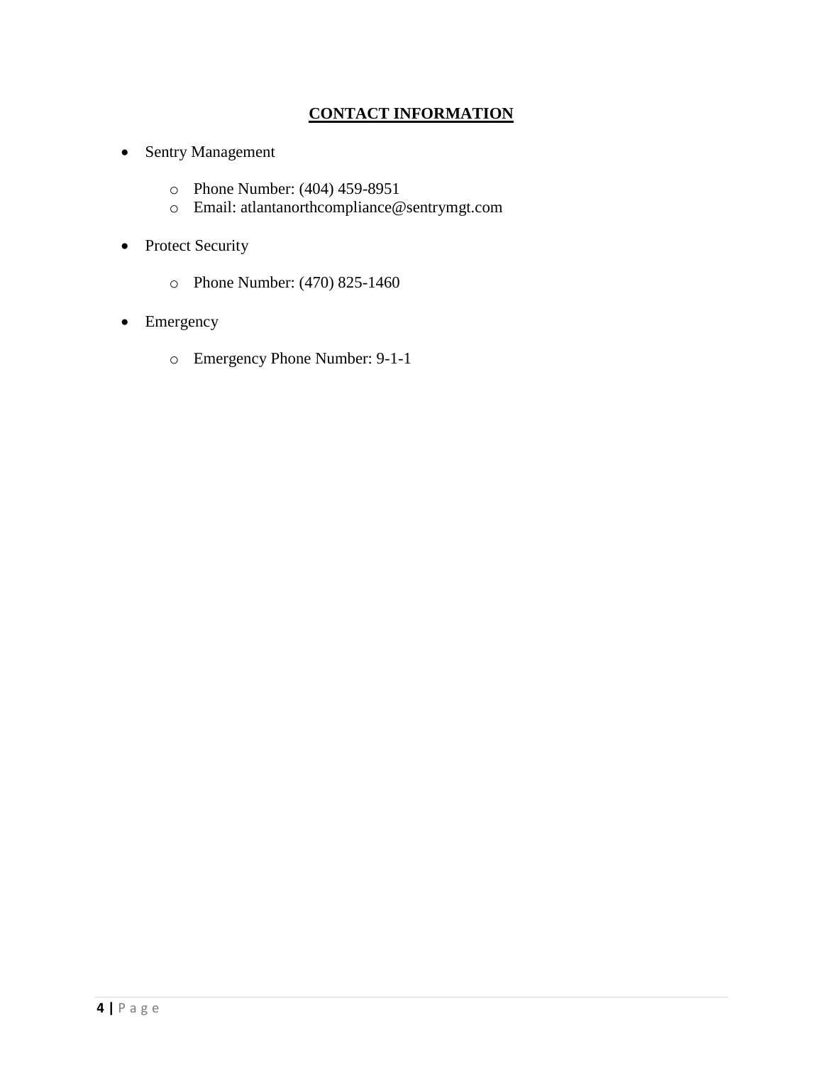## CONTACT INFORMATION

- Sentry Management
  - Phone Number: (404) 459-8951
  - Email: atlantanorthcompliance@sentrymgt.com
- Protect Security
  - Phone Number: (470) 825-1460
- Emergency
  - Emergency Phone Number: 9-1-1